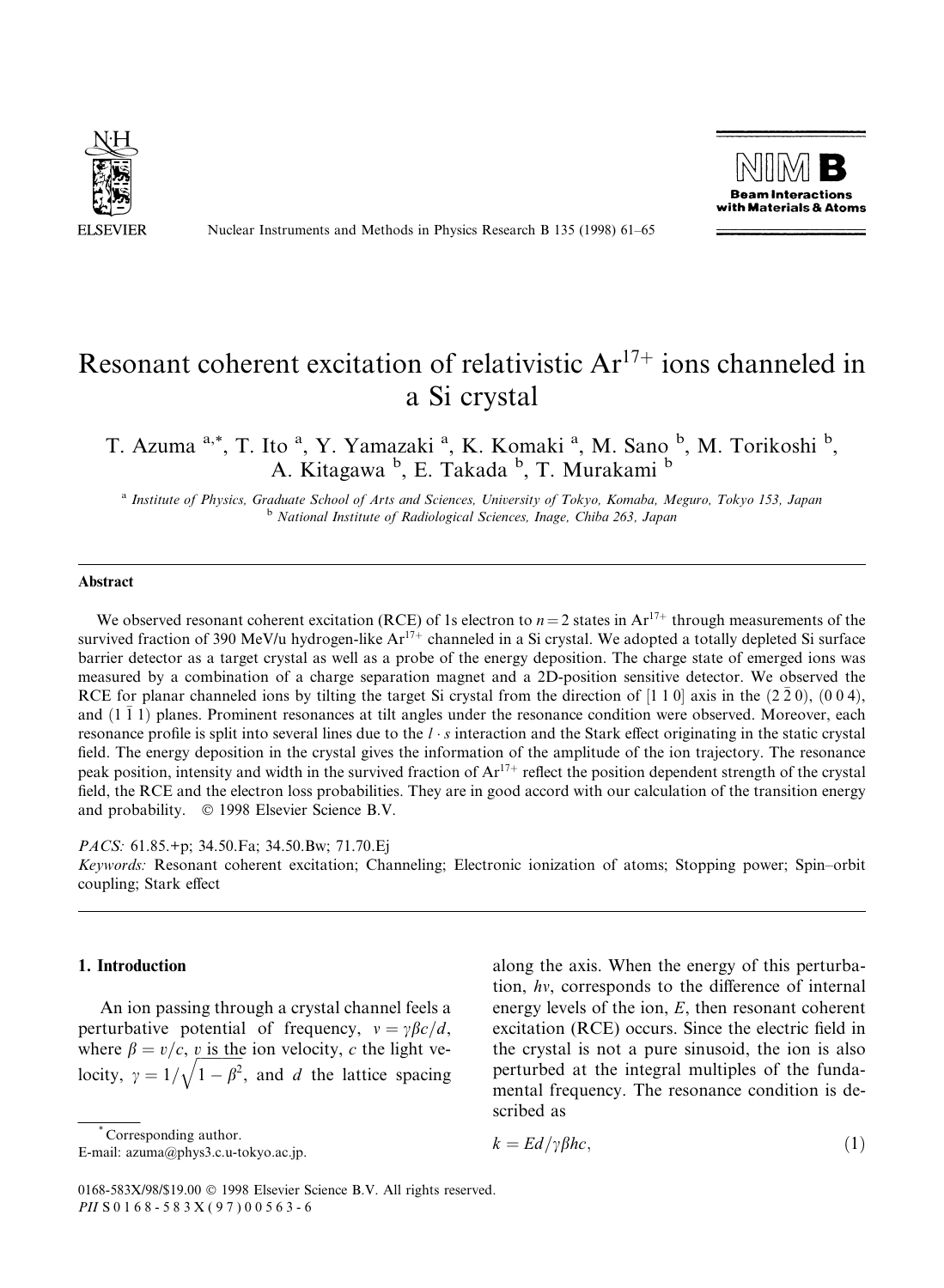# Resonant coherent excitation of relativistic $Ar^{17+}$ ions channeled in a Si crystal

T. Azuma [a,*], T. Ito [a], Y. Yamazaki [a], K. Komaki [a], M. Sano [b], M. Torikoshi [b], A. Kitagawa [b], E. Takada [b], T. Murakami [b]

[a] Institute of Physics, Graduate School of Arts and Sciences, University of Tokyo, Komaba, Meguro, Tokyo 153, Japan

[b] National Institute of Radiological Sciences, Inage, Chiba 263, Japan

## Abstract

We observed resonant coherent excitation (RCE) of 1s electron to $n = 2$ states in $Ar^{17+}$ through measurements of the survived fraction of 390 MeV/u hydrogen-like $Ar^{17+}$ channeled in a Si crystal. We adopted a totally depleted Si surface barrier detector as a target crystal as well as a probe of the energy deposition. The charge state of emerged ions was measured by a combination of a charge separation magnet and a 2D-position sensitive detector. We observed the RCE for planar channeled ions by tilting the target Si crystal from the direction of [1 1 0] axis in the $(2\,\bar{2}\,0)$, (0 0 4), and $(1\,\bar{1}\,1)$ planes. Prominent resonances at tilt angles under the resonance condition were observed. Moreover, each resonance profile is split into several lines due to the $l \cdot s$ interaction and the Stark effect originating in the static crystal field. The energy deposition in the crystal gives the information of the amplitude of the ion trajectory. The resonance peak position, intensity and width in the survived fraction of $Ar^{17+}$ reflect the position dependent strength of the crystal field, the RCE and the electron loss probabilities. They are in good accord with our calculation of the transition energy and probability. © 1998 Elsevier Science B.V.

*PACS:* 61.85.+p; 34.50.Fa; 34.50.Bw; 71.70.Ej

*Keywords:* Resonant coherent excitation; Channeling; Electronic ionization of atoms; Stopping power; Spin–orbit coupling; Stark effect

## 1. Introduction

An ion passing through a crystal channel feels a perturbative potential of frequency, $\nu = \gamma\beta c/d$, where $\beta = v/c$, $v$ is the ion velocity, $c$ the light velocity, $\gamma = 1/\sqrt{1-\beta^2}$, and $d$ the lattice spacing along the axis. When the energy of this perturbation, $h\nu$, corresponds to the difference of internal energy levels of the ion, $E$, then resonant coherent excitation (RCE) occurs. Since the electric field in the crystal is not a pure sinusoid, the ion is also perturbed at the integral multiples of the fundamental frequency. The resonance condition is described as

$$k = Ed/\gamma\beta hc, \tag{1}$$

* Corresponding author.
E-mail: azuma@phys3.c.u-tokyo.ac.jp.

0168-583X/98/$19.00 © 1998 Elsevier Science B.V. All rights reserved.
PII S0168-583X(97)00563-6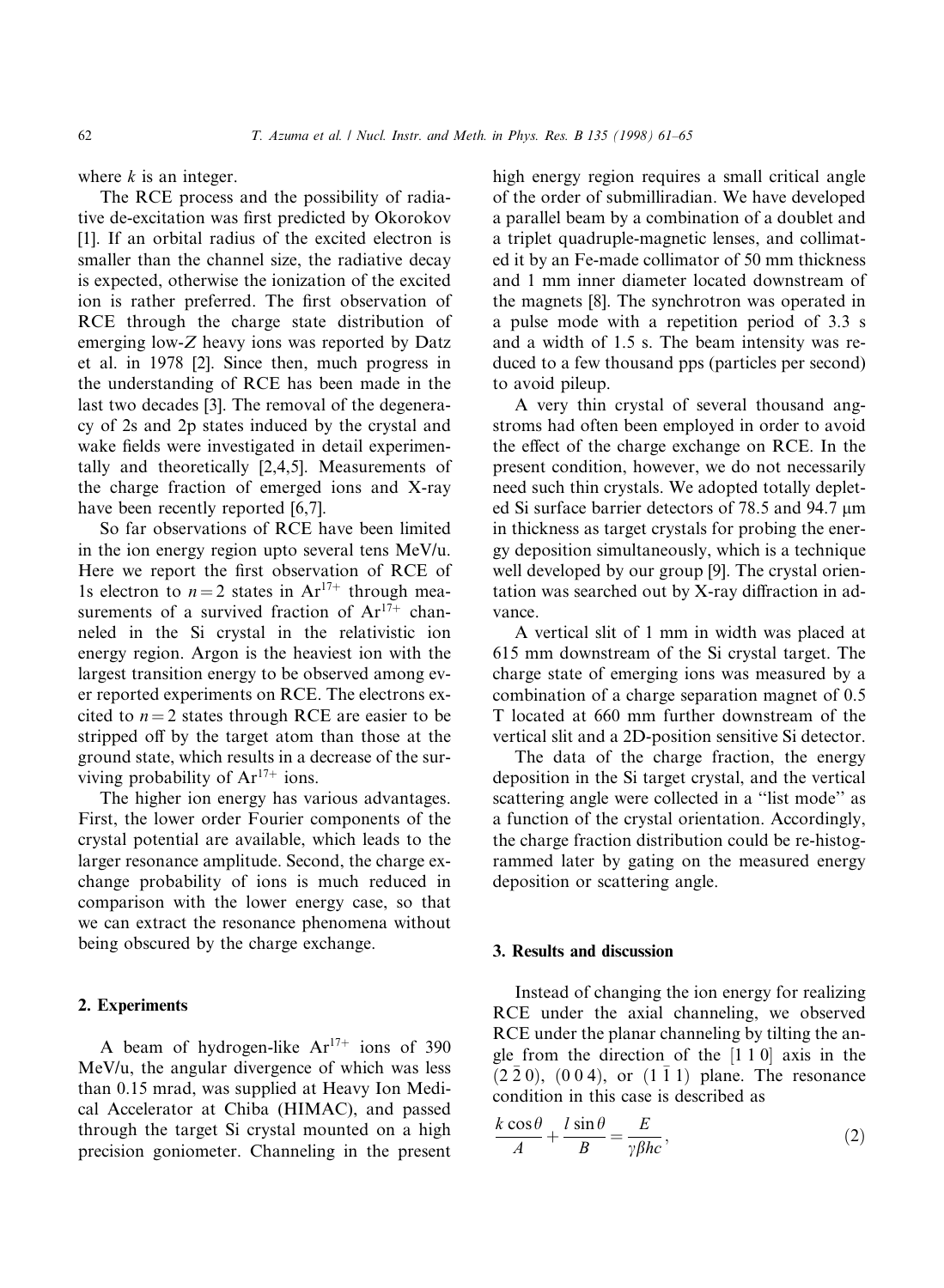where $k$ is an integer.

The RCE process and the possibility of radiative de-excitation was first predicted by Okorokov [1]. If an orbital radius of the excited electron is smaller than the channel size, the radiative decay is expected, otherwise the ionization of the excited ion is rather preferred. The first observation of RCE through the charge state distribution of emerging low-$Z$ heavy ions was reported by Datz et al. in 1978 [2]. Since then, much progress in the understanding of RCE has been made in the last two decades [3]. The removal of the degeneracy of 2s and 2p states induced by the crystal and wake fields were investigated in detail experimentally and theoretically [2,4,5]. Measurements of the charge fraction of emerged ions and X-ray have been recently reported [6,7].

So far observations of RCE have been limited in the ion energy region upto several tens MeV/u. Here we report the first observation of RCE of 1s electron to $n = 2$ states in $Ar^{17+}$ through measurements of a survived fraction of $Ar^{17+}$ channeled in the Si crystal in the relativistic ion energy region. Argon is the heaviest ion with the largest transition energy to be observed among ever reported experiments on RCE. The electrons excited to $n = 2$ states through RCE are easier to be stripped off by the target atom than those at the ground state, which results in a decrease of the surviving probability of $Ar^{17+}$ ions.

The higher ion energy has various advantages. First, the lower order Fourier components of the crystal potential are available, which leads to the larger resonance amplitude. Second, the charge exchange probability of ions is much reduced in comparison with the lower energy case, so that we can extract the resonance phenomena without being obscured by the charge exchange.

## 2. Experiments

A beam of hydrogen-like $Ar^{17+}$ ions of 390 MeV/u, the angular divergence of which was less than 0.15 mrad, was supplied at Heavy Ion Medical Accelerator at Chiba (HIMAC), and passed through the target Si crystal mounted on a high precision goniometer. Channeling in the present high energy region requires a small critical angle of the order of submilliradian. We have developed a parallel beam by a combination of a doublet and a triplet quadruple-magnetic lenses, and collimated it by an Fe-made collimator of 50 mm thickness and 1 mm inner diameter located downstream of the magnets [8]. The synchrotron was operated in a pulse mode with a repetition period of 3.3 s and a width of 1.5 s. The beam intensity was reduced to a few thousand pps (particles per second) to avoid pileup.

A very thin crystal of several thousand angstroms had often been employed in order to avoid the effect of the charge exchange on RCE. In the present condition, however, we do not necessarily need such thin crystals. We adopted totally depleted Si surface barrier detectors of 78.5 and 94.7 μm in thickness as target crystals for probing the energy deposition simultaneously, which is a technique well developed by our group [9]. The crystal orientation was searched out by X-ray diffraction in advance.

A vertical slit of 1 mm in width was placed at 615 mm downstream of the Si crystal target. The charge state of emerging ions was measured by a combination of a charge separation magnet of 0.5 T located at 660 mm further downstream of the vertical slit and a 2D-position sensitive Si detector.

The data of the charge fraction, the energy deposition in the Si target crystal, and the vertical scattering angle were collected in a "list mode" as a function of the crystal orientation. Accordingly, the charge fraction distribution could be re-histogrammed later by gating on the measured energy deposition or scattering angle.

## 3. Results and discussion

Instead of changing the ion energy for realizing RCE under the axial channeling, we observed RCE under the planar channeling by tilting the angle from the direction of the [1 1 0] axis in the $(2\,\bar{2}\,0)$, $(0\,0\,4)$, or $(1\,\bar{1}\,1)$ plane. The resonance condition in this case is described as

$$\frac{k\cos\theta}{A} + \frac{l\sin\theta}{B} = \frac{E}{\gamma\beta hc}, \tag{2}$$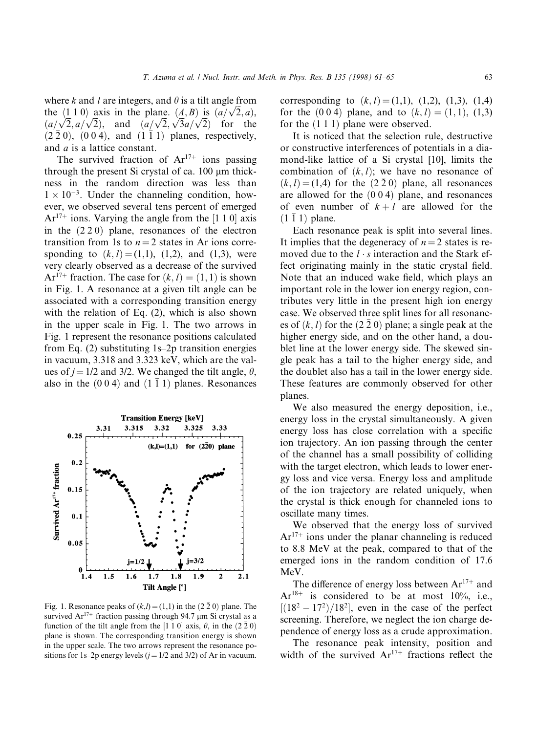where $k$ and $l$ are integers, and $\theta$ is a tilt angle from the $\langle 1\,1\,0 \rangle$ axis in the plane. $(A, B)$ is $(a/\sqrt{2}, a)$, $(a/\sqrt{2}, a/\sqrt{2})$, and $(a/\sqrt{2}, \sqrt{3}a/\sqrt{2})$ for the $(2\,\bar{2}\,0)$, $(0\,0\,4)$, and $(1\,\bar{1}\,1)$ planes, respectively, and $a$ is a lattice constant.

The survived fraction of $Ar^{17+}$ ions passing through the present Si crystal of ca. 100 μm thickness in the random direction was less than $1 \times 10^{-3}$. Under the channeling condition, however, we observed several tens percent of emerged $Ar^{17+}$ ions. Varying the angle from the $[1\,1\,0]$ axis in the $(2\,\bar{2}\,0)$ plane, resonances of the electron transition from 1s to $n = 2$ states in Ar ions corresponding to $(k, l) = (1,1)$, $(1,2)$, and $(1,3)$, were very clearly observed as a decrease of the survived $Ar^{17+}$ fraction. The case for $(k, l) = (1, 1)$ is shown in Fig. 1. A resonance at a given tilt angle can be associated with a corresponding transition energy with the relation of Eq. (2), which is also shown in the upper scale in Fig. 1. The two arrows in Fig. 1 represent the resonance positions calculated from Eq. (2) substituting 1s–2p transition energies in vacuum, 3.318 and 3.323 keV, which are the values of $j = 1/2$ and $3/2$. We changed the tilt angle, $\theta$, also in the $(0\,0\,4)$ and $(1\,\bar{1}\,1)$ planes. Resonances corresponding to $(k, l) = (1,1)$, $(1,2)$, $(1,3)$, $(1,4)$ for the $(0\,0\,4)$ plane, and to $(k, l) = (1, 1)$, $(1,3)$ for the $(1\,\bar{1}\,1)$ plane were observed.

Fig. 1. Resonance peaks of $(k,l) = (1,1)$ in the $(2\,\bar{2}\,0)$ plane. The survived $Ar^{17+}$ fraction passing through 94.7 μm Si crystal as a function of the tilt angle from the $[1\,1\,0]$ axis, $\theta$, in the $(2\,\bar{2}\,0)$ plane is shown. The corresponding transition energy is shown in the upper scale. The two arrows represent the resonance positions for 1s–2p energy levels ($j = 1/2$ and $3/2$) of Ar in vacuum.

It is noticed that the selection rule, destructive or constructive interferences of potentials in a diamond-like lattice of a Si crystal [10], limits the combination of $(k, l)$; we have no resonance of $(k, l) = (1,4)$ for the $(2\,\bar{2}\,0)$ plane, all resonances are allowed for the $(0\,0\,4)$ plane, and resonances of even number of $k + l$ are allowed for the $(1\,\bar{1}\,1)$ plane.

Each resonance peak is split into several lines. It implies that the degeneracy of $n = 2$ states is removed due to the $l \cdot s$ interaction and the Stark effect originating mainly in the static crystal field. Note that an induced wake field, which plays an important role in the lower ion energy region, contributes very little in the present high ion energy case. We observed three split lines for all resonances of $(k, l)$ for the $(2\,\bar{2}\,0)$ plane; a single peak at the higher energy side, and on the other hand, a doublet line at the lower energy side. The skewed single peak has a tail to the higher energy side, and the doublet also has a tail in the lower energy side. These features are commonly observed for other planes.

We also measured the energy deposition, i.e., energy loss in the crystal simultaneously. A given energy loss has close correlation with a specific ion trajectory. An ion passing through the center of the channel has a small possibility of colliding with the target electron, which leads to lower energy loss and vice versa. Energy loss and amplitude of the ion trajectory are related uniquely, when the crystal is thick enough for channeled ions to oscillate many times.

We observed that the energy loss of survived $Ar^{17+}$ ions under the planar channeling is reduced to 8.8 MeV at the peak, compared to that of the emerged ions in the random condition of 17.6 MeV.

The difference of energy loss between $Ar^{17+}$ and $Ar^{18+}$ is considered to be at most 10%, i.e., $[(18^2 - 17^2)/18^2]$, even in the case of the perfect screening. Therefore, we neglect the ion charge dependence of energy loss as a crude approximation.

The resonance peak intensity, position and width of the survived $Ar^{17+}$ fractions reflect the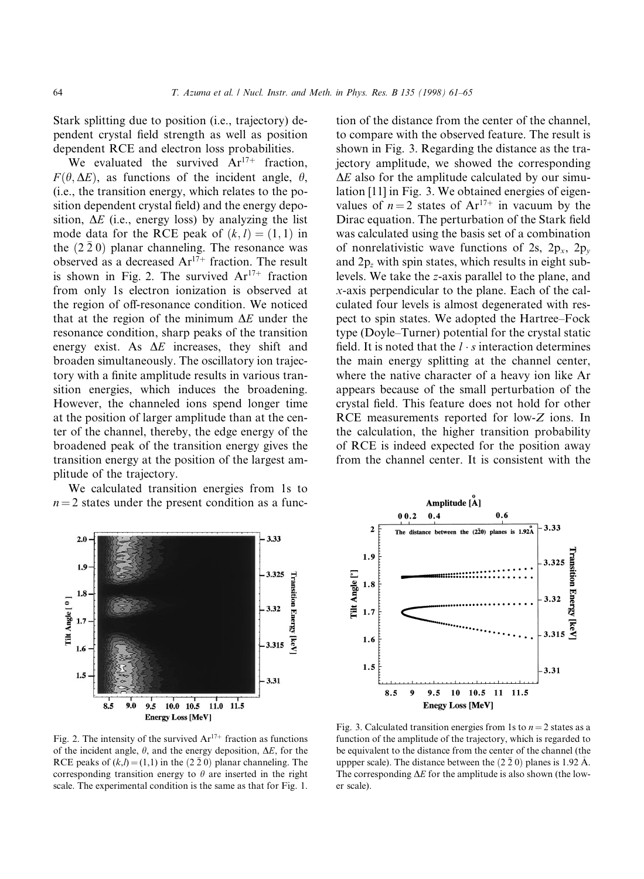Stark splitting due to position (i.e., trajectory) dependent crystal field strength as well as position dependent RCE and electron loss probabilities.

We evaluated the survived $Ar^{17+}$ fraction, $F(\theta, \Delta E)$, as functions of the incident angle, $\theta$, (i.e., the transition energy, which relates to the position dependent crystal field) and the energy deposition, $\Delta E$ (i.e., energy loss) by analyzing the list mode data for the RCE peak of $(k, l) = (1, 1)$ in the $(2\,\bar{2}\,0)$ planar channeling. The resonance was observed as a decreased $Ar^{17+}$ fraction. The result is shown in Fig. 2. The survived $Ar^{17+}$ fraction from only 1s electron ionization is observed at the region of off-resonance condition. We noticed that at the region of the minimum $\Delta E$ under the resonance condition, sharp peaks of the transition energy exist. As $\Delta E$ increases, they shift and broaden simultaneously. The oscillatory ion trajectory with a finite amplitude results in various transition energies, which induces the broadening. However, the channeled ions spend longer time at the position of larger amplitude than at the center of the channel, thereby, the edge energy of the broadened peak of the transition energy gives the transition energy at the position of the largest amplitude of the trajectory.

We calculated transition energies from 1s to $n = 2$ states under the present condition as a function of the distance from the center of the channel, to compare with the observed feature. The result is shown in Fig. 3. Regarding the distance as the trajectory amplitude, we showed the corresponding $\Delta E$ also for the amplitude calculated by our simulation [11] in Fig. 3. We obtained energies of eigenvalues of $n = 2$ states of $Ar^{17+}$ in vacuum by the Dirac equation. The perturbation of the Stark field was calculated using the basis set of a combination of nonrelativistic wave functions of 2s, $2p_x$, $2p_y$ and $2p_z$ with spin states, which results in eight sublevels. We take the $z$-axis parallel to the plane, and $x$-axis perpendicular to the plane. Each of the calculated four levels is almost degenerated with respect to spin states. We adopted the Hartree–Fock type (Doyle–Turner) potential for the crystal static field. It is noted that the $l \cdot s$ interaction determines the main energy splitting at the channel center, where the native character of a heavy ion like Ar appears because of the small perturbation of the crystal field. This feature does not hold for other RCE measurements reported for low-$Z$ ions. In the calculation, the higher transition probability of RCE is indeed expected for the position away from the channel center. It is consistent with the

Fig. 2. The intensity of the survived $Ar^{17+}$ fraction as functions of the incident angle, $\theta$, and the energy deposition, $\Delta E$, for the RCE peaks of $(k,l) = (1,1)$ in the $(2\,\bar{2}\,0)$ planar channeling. The corresponding transition energy to $\theta$ are inserted in the right scale. The experimental condition is the same as that for Fig. 1.

Fig. 3. Calculated transition energies from 1s to $n = 2$ states as a function of the amplitude of the trajectory, which is regarded to be equivalent to the distance from the center of the channel (the uppper scale). The distance between the $(2\,\bar{2}\,0)$ planes is 1.92 Å. The corresponding $\Delta E$ for the amplitude is also shown (the lower scale).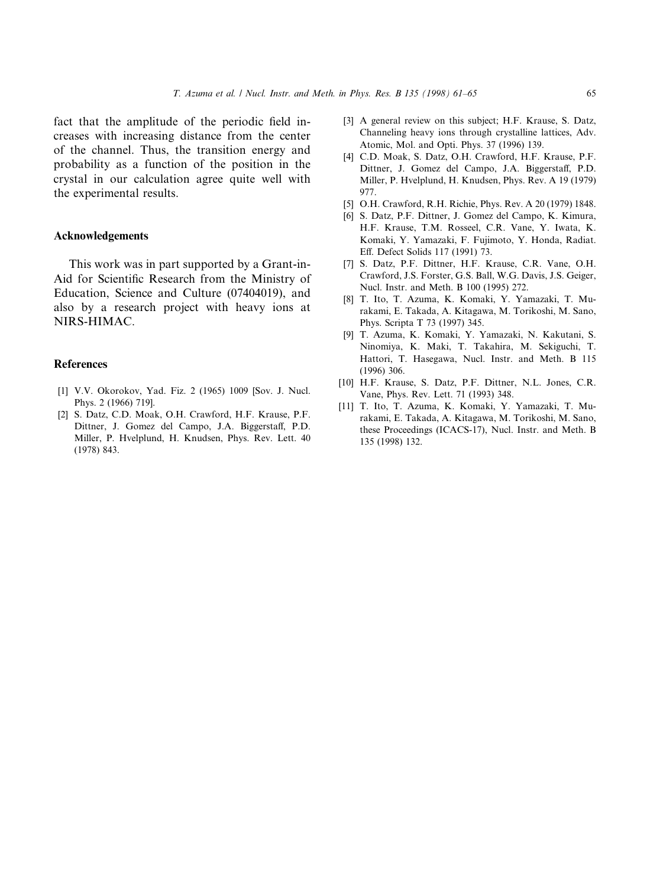fact that the amplitude of the periodic field increases with increasing distance from the center of the channel. Thus, the transition energy and probability as a function of the position in the crystal in our calculation agree quite well with the experimental results.

## Acknowledgements

This work was in part supported by a Grant-in-Aid for Scientific Research from the Ministry of Education, Science and Culture (07404019), and also by a research project with heavy ions at NIRS-HIMAC.

## References

[1] V.V. Okorokov, Yad. Fiz. 2 (1965) 1009 [Sov. J. Nucl. Phys. 2 (1966) 719].

[2] S. Datz, C.D. Moak, O.H. Crawford, H.F. Krause, P.F. Dittner, J. Gomez del Campo, J.A. Biggerstaff, P.D. Miller, P. Hvelplund, H. Knudsen, Phys. Rev. Lett. 40 (1978) 843.

[3] A general review on this subject; H.F. Krause, S. Datz, Channeling heavy ions through crystalline lattices, Adv. Atomic, Mol. and Opti. Phys. 37 (1996) 139.

[4] C.D. Moak, S. Datz, O.H. Crawford, H.F. Krause, P.F. Dittner, J. Gomez del Campo, J.A. Biggerstaff, P.D. Miller, P. Hvelplund, H. Knudsen, Phys. Rev. A 19 (1979) 977.

[5] O.H. Crawford, R.H. Richie, Phys. Rev. A 20 (1979) 1848.

[6] S. Datz, P.F. Dittner, J. Gomez del Campo, K. Kimura, H.F. Krause, T.M. Rosseel, C.R. Vane, Y. Iwata, K. Komaki, Y. Yamazaki, F. Fujimoto, Y. Honda, Radiat. Eff. Defect Solids 117 (1991) 73.

[7] S. Datz, P.F. Dittner, H.F. Krause, C.R. Vane, O.H. Crawford, J.S. Forster, G.S. Ball, W.G. Davis, J.S. Geiger, Nucl. Instr. and Meth. B 100 (1995) 272.

[8] T. Ito, T. Azuma, K. Komaki, Y. Yamazaki, T. Murakami, E. Takada, A. Kitagawa, M. Torikoshi, M. Sano, Phys. Scripta T 73 (1997) 345.

[9] T. Azuma, K. Komaki, Y. Yamazaki, N. Kakutani, S. Ninomiya, K. Maki, T. Takahira, M. Sekiguchi, T. Hattori, T. Hasegawa, Nucl. Instr. and Meth. B 115 (1996) 306.

[10] H.F. Krause, S. Datz, P.F. Dittner, N.L. Jones, C.R. Vane, Phys. Rev. Lett. 71 (1993) 348.

[11] T. Ito, T. Azuma, K. Komaki, Y. Yamazaki, T. Murakami, E. Takada, A. Kitagawa, M. Torikoshi, M. Sano, these Proceedings (ICACS-17), Nucl. Instr. and Meth. B 135 (1998) 132.